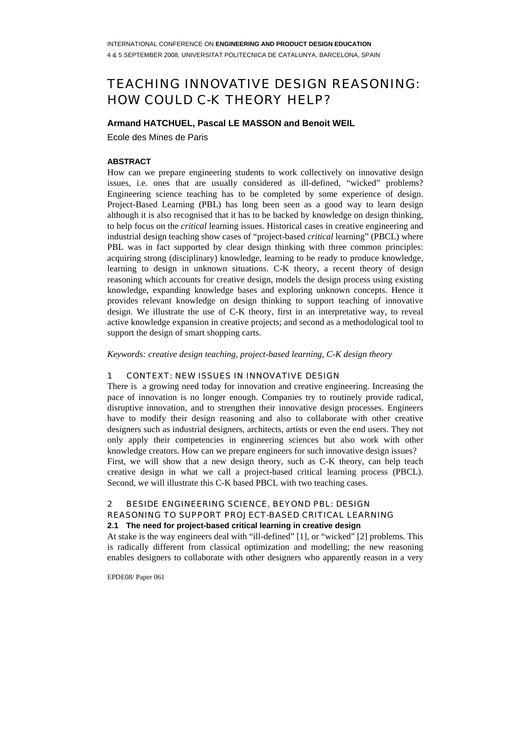# TEACHING INNOVATIVE DESIGN REASONING: HOW COULD C-K THEORY HELP?

**Armand HATCHUEL, Pascal LE MASSON and Benoit WEIL**

Ecole des Mines de Paris

**ABSTRACT**

How can we prepare engineering students to work collectively on innovative design issues, i.e. ones that are usually considered as ill-defined, "wicked" problems? Engineering science teaching has to be completed by some experience of design. Project-Based Learning (PBL) has long been seen as a good way to learn design although it is also recognised that it has to be backed by knowledge on design thinking, to help focus on the *critical* learning issues. Historical cases in creative engineering and industrial design teaching show cases of "project-based *critical* learning" (PBCL) where PBL was in fact supported by clear design thinking with three common principles: acquiring strong (disciplinary) knowledge, learning to be ready to produce knowledge, learning to design in unknown situations. C-K theory, a recent theory of design reasoning which accounts for creative design, models the design process using existing knowledge, expanding knowledge bases and exploring unknown concepts. Hence it provides relevant knowledge on design thinking to support teaching of innovative design. We illustrate the use of C-K theory, first in an interpretative way, to reveal active knowledge expansion in creative projects; and second as a methodological tool to support the design of smart shopping carts.

*Keywords: creative design teaching, project-based learning, C-K design theory*

## 1 CONTEXT: NEW ISSUES IN INNOVATIVE DESIGN

There is a growing need today for innovation and creative engineering. Increasing the pace of innovation is no longer enough. Companies try to routinely provide radical, disruptive innovation, and to strengthen their innovative design processes. Engineers have to modify their design reasoning and also to collaborate with other creative designers such as industrial designers, architects, artists or even the end users. They not only apply their competencies in engineering sciences but also work with other knowledge creators. How can we prepare engineers for such innovative design issues?

First, we will show that a new design theory, such as C-K theory, can help teach creative design in what we call a project-based critical learning process (PBCL). Second, we will illustrate this C-K based PBCL with two teaching cases.

## 2 BESIDE ENGINEERING SCIENCE, BEYOND PBL: DESIGN REASONING TO SUPPORT PROJECT-BASED CRITICAL LEARNING

### 2.1 The need for project-based critical learning in creative design

At stake is the way engineers deal with "ill-defined" [1], or "wicked" [2] problems. This is radically different from classical optimization and modelling; the new reasoning enables designers to collaborate with other designers who apparently reason in a very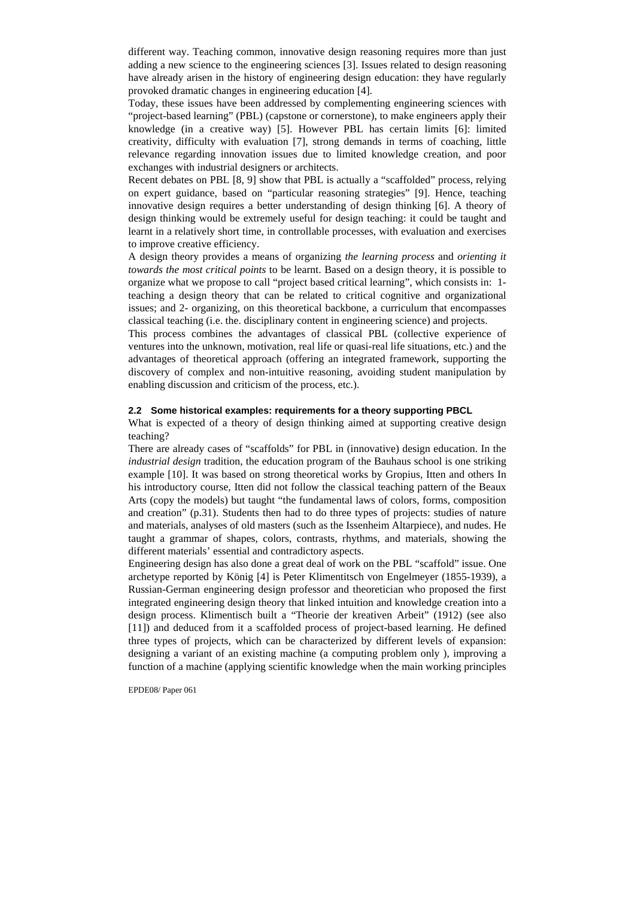different way. Teaching common, innovative design reasoning requires more than just adding a new science to the engineering sciences [3]. Issues related to design reasoning have already arisen in the history of engineering design education: they have regularly provoked dramatic changes in engineering education [4].

Today, these issues have been addressed by complementing engineering sciences with "project-based learning" (PBL) (capstone or cornerstone), to make engineers apply their knowledge (in a creative way) [5]. However PBL has certain limits [6]: limited creativity, difficulty with evaluation [7], strong demands in terms of coaching, little relevance regarding innovation issues due to limited knowledge creation, and poor exchanges with industrial designers or architects.

Recent debates on PBL [8, 9] show that PBL is actually a "scaffolded" process, relying on expert guidance, based on "particular reasoning strategies" [9]. Hence, teaching innovative design requires a better understanding of design thinking [6]. A theory of design thinking would be extremely useful for design teaching: it could be taught and learnt in a relatively short time, in controllable processes, with evaluation and exercises to improve creative efficiency.

A design theory provides a means of organizing *the learning process* and *orienting it towards the most critical points* to be learnt. Based on a design theory, it is possible to organize what we propose to call "project based critical learning", which consists in: 1- teaching a design theory that can be related to critical cognitive and organizational issues; and 2- organizing, on this theoretical backbone, a curriculum that encompasses classical teaching (i.e. the. disciplinary content in engineering science) and projects.

This process combines the advantages of classical PBL (collective experience of ventures into the unknown, motivation, real life or quasi-real life situations, etc.) and the advantages of theoretical approach (offering an integrated framework, supporting the discovery of complex and non-intuitive reasoning, avoiding student manipulation by enabling discussion and criticism of the process, etc.).

### 2.2 Some historical examples: requirements for a theory supporting PBCL

What is expected of a theory of design thinking aimed at supporting creative design teaching?

There are already cases of "scaffolds" for PBL in (innovative) design education. In the *industrial design* tradition, the education program of the Bauhaus school is one striking example [10]. It was based on strong theoretical works by Gropius, Itten and others In his introductory course, Itten did not follow the classical teaching pattern of the Beaux Arts (copy the models) but taught "the fundamental laws of colors, forms, composition and creation" (p.31). Students then had to do three types of projects: studies of nature and materials, analyses of old masters (such as the Issenheim Altarpiece), and nudes. He taught a grammar of shapes, colors, contrasts, rhythms, and materials, showing the different materials' essential and contradictory aspects.

Engineering design has also done a great deal of work on the PBL "scaffold" issue. One archetype reported by König [4] is Peter Klimentitsch von Engelmeyer (1855-1939), a Russian-German engineering design professor and theoretician who proposed the first integrated engineering design theory that linked intuition and knowledge creation into a design process. Klimentisch built a "Theorie der kreativen Arbeit" (1912) (see also [11]) and deduced from it a scaffolded process of project-based learning. He defined three types of projects, which can be characterized by different levels of expansion: designing a variant of an existing machine (a computing problem only ), improving a function of a machine (applying scientific knowledge when the main working principles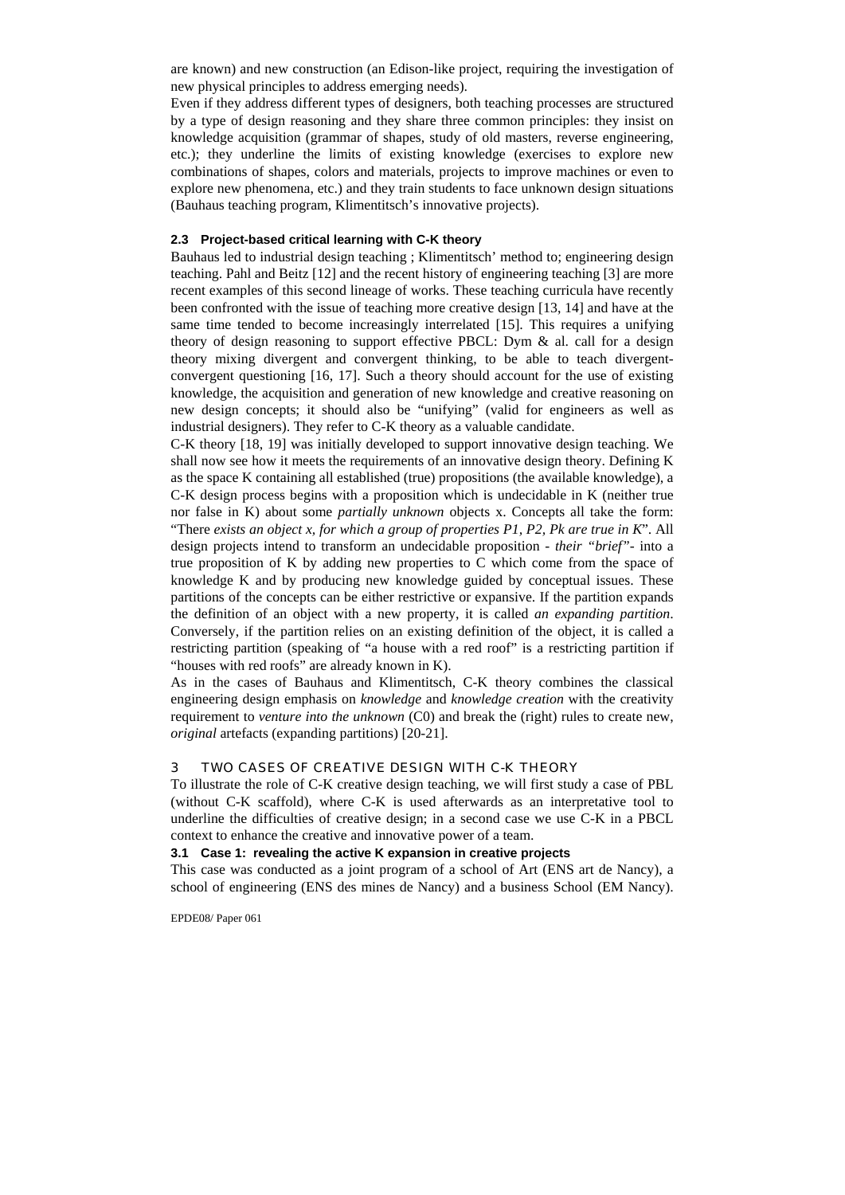are known) and new construction (an Edison-like project, requiring the investigation of new physical principles to address emerging needs).

Even if they address different types of designers, both teaching processes are structured by a type of design reasoning and they share three common principles: they insist on knowledge acquisition (grammar of shapes, study of old masters, reverse engineering, etc.); they underline the limits of existing knowledge (exercises to explore new combinations of shapes, colors and materials, projects to improve machines or even to explore new phenomena, etc.) and they train students to face unknown design situations (Bauhaus teaching program, Klimentitsch's innovative projects).

### 2.3 Project-based critical learning with C-K theory

Bauhaus led to industrial design teaching ; Klimentitsch' method to; engineering design teaching. Pahl and Beitz [12] and the recent history of engineering teaching [3] are more recent examples of this second lineage of works. These teaching curricula have recently been confronted with the issue of teaching more creative design [13, 14] and have at the same time tended to become increasingly interrelated [15]. This requires a unifying theory of design reasoning to support effective PBCL: Dym & al. call for a design theory mixing divergent and convergent thinking, to be able to teach divergent-convergent questioning [16, 17]. Such a theory should account for the use of existing knowledge, the acquisition and generation of new knowledge and creative reasoning on new design concepts; it should also be "unifying" (valid for engineers as well as industrial designers). They refer to C-K theory as a valuable candidate.

C-K theory [18, 19] was initially developed to support innovative design teaching. We shall now see how it meets the requirements of an innovative design theory. Defining K as the space K containing all established (true) propositions (the available knowledge), a C-K design process begins with a proposition which is undecidable in K (neither true nor false in K) about some *partially unknown* objects x. Concepts all take the form: "There *exists an object x, for which a group of properties P1, P2, Pk are true in K*". All design projects intend to transform an undecidable proposition - *their "brief"*- into a true proposition of K by adding new properties to C which come from the space of knowledge K and by producing new knowledge guided by conceptual issues. These partitions of the concepts can be either restrictive or expansive. If the partition expands the definition of an object with a new property, it is called *an expanding partition*. Conversely, if the partition relies on an existing definition of the object, it is called a restricting partition (speaking of "a house with a red roof" is a restricting partition if "houses with red roofs" are already known in K).

As in the cases of Bauhaus and Klimentitsch, C-K theory combines the classical engineering design emphasis on *knowledge* and *knowledge creation* with the creativity requirement to *venture into the unknown* (C0) and break the (right) rules to create new, *original* artefacts (expanding partitions) [20-21].

## 3 TWO CASES OF CREATIVE DESIGN WITH C-K THEORY

To illustrate the role of C-K creative design teaching, we will first study a case of PBL (without C-K scaffold), where C-K is used afterwards as an interpretative tool to underline the difficulties of creative design; in a second case we use C-K in a PBCL context to enhance the creative and innovative power of a team.

### 3.1 Case 1: revealing the active K expansion in creative projects

This case was conducted as a joint program of a school of Art (ENS art de Nancy), a school of engineering (ENS des mines de Nancy) and a business School (EM Nancy).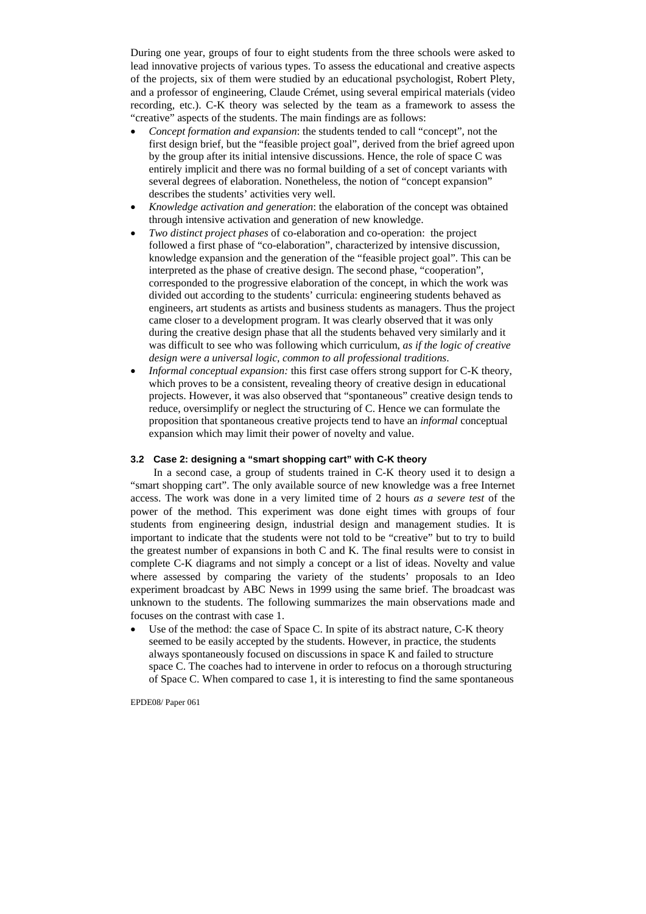During one year, groups of four to eight students from the three schools were asked to lead innovative projects of various types. To assess the educational and creative aspects of the projects, six of them were studied by an educational psychologist, Robert Plety, and a professor of engineering, Claude Crémet, using several empirical materials (video recording, etc.). C-K theory was selected by the team as a framework to assess the "creative" aspects of the students. The main findings are as follows:

- *Concept formation and expansion*: the students tended to call "concept", not the first design brief, but the "feasible project goal", derived from the brief agreed upon by the group after its initial intensive discussions. Hence, the role of space C was entirely implicit and there was no formal building of a set of concept variants with several degrees of elaboration. Nonetheless, the notion of "concept expansion" describes the students' activities very well.
- *Knowledge activation and generation*: the elaboration of the concept was obtained through intensive activation and generation of new knowledge.
- *Two distinct project phases* of co-elaboration and co-operation: the project followed a first phase of "co-elaboration", characterized by intensive discussion, knowledge expansion and the generation of the "feasible project goal". This can be interpreted as the phase of creative design. The second phase, "cooperation", corresponded to the progressive elaboration of the concept, in which the work was divided out according to the students' curricula: engineering students behaved as engineers, art students as artists and business students as managers. Thus the project came closer to a development program. It was clearly observed that it was only during the creative design phase that all the students behaved very similarly and it was difficult to see who was following which curriculum, *as if the logic of creative design were a universal logic, common to all professional traditions*.
- *Informal conceptual expansion:* this first case offers strong support for C-K theory, which proves to be a consistent, revealing theory of creative design in educational projects. However, it was also observed that "spontaneous" creative design tends to reduce, oversimplify or neglect the structuring of C. Hence we can formulate the proposition that spontaneous creative projects tend to have an *informal* conceptual expansion which may limit their power of novelty and value.

### 3.2 Case 2: designing a "smart shopping cart" with C-K theory

In a second case, a group of students trained in C-K theory used it to design a "smart shopping cart". The only available source of new knowledge was a free Internet access. The work was done in a very limited time of 2 hours *as a severe test* of the power of the method. This experiment was done eight times with groups of four students from engineering design, industrial design and management studies. It is important to indicate that the students were not told to be "creative" but to try to build the greatest number of expansions in both C and K. The final results were to consist in complete C-K diagrams and not simply a concept or a list of ideas. Novelty and value where assessed by comparing the variety of the students' proposals to an Ideo experiment broadcast by ABC News in 1999 using the same brief. The broadcast was unknown to the students. The following summarizes the main observations made and focuses on the contrast with case 1.

- Use of the method: the case of Space C. In spite of its abstract nature, C-K theory seemed to be easily accepted by the students. However, in practice, the students always spontaneously focused on discussions in space K and failed to structure space C. The coaches had to intervene in order to refocus on a thorough structuring of Space C. When compared to case 1, it is interesting to find the same spontaneous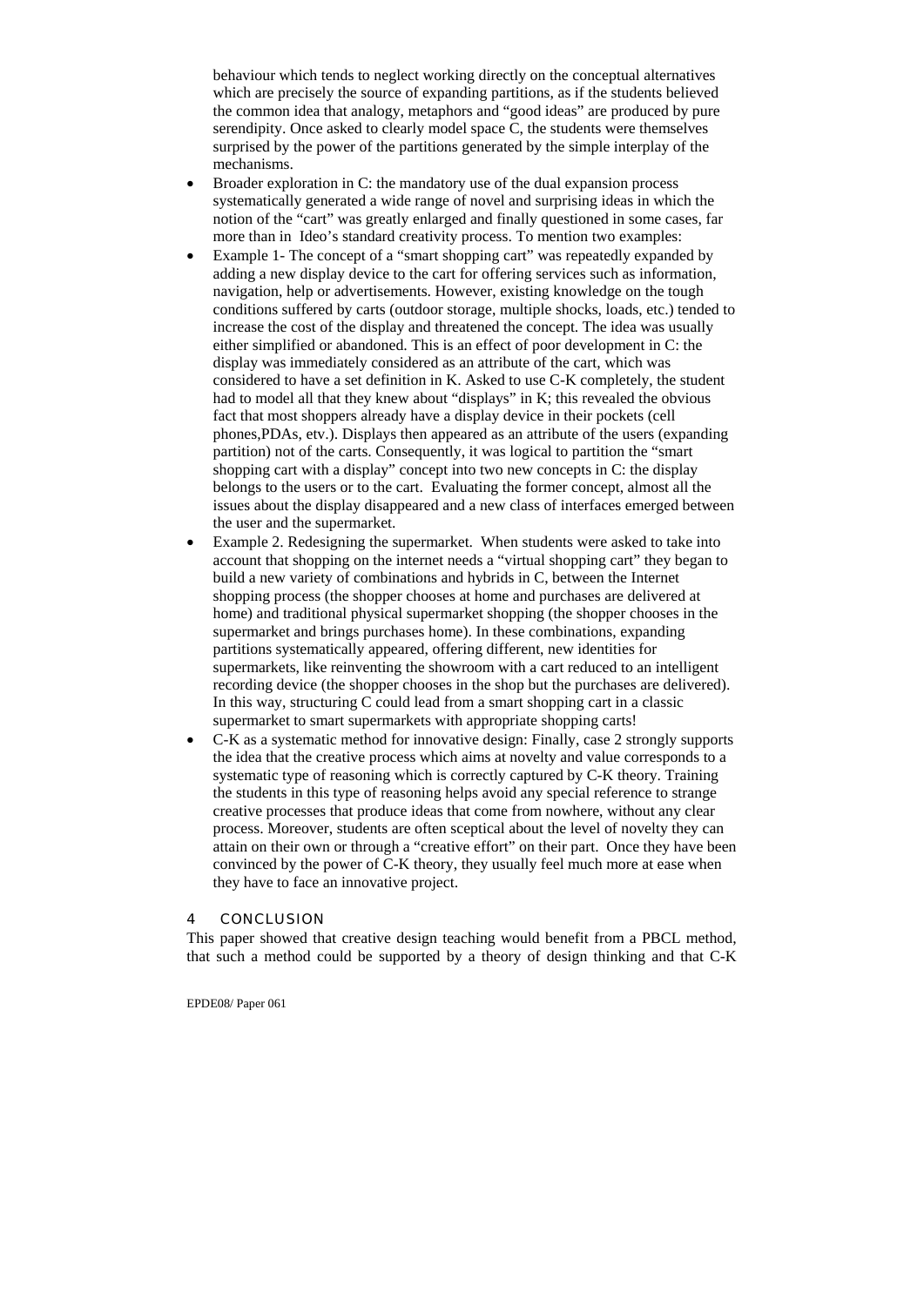behaviour which tends to neglect working directly on the conceptual alternatives which are precisely the source of expanding partitions, as if the students believed the common idea that analogy, metaphors and "good ideas" are produced by pure serendipity. Once asked to clearly model space C, the students were themselves surprised by the power of the partitions generated by the simple interplay of the mechanisms.

- Broader exploration in C: the mandatory use of the dual expansion process systematically generated a wide range of novel and surprising ideas in which the notion of the "cart" was greatly enlarged and finally questioned in some cases, far more than in Ideo's standard creativity process. To mention two examples:
- Example 1- The concept of a "smart shopping cart" was repeatedly expanded by adding a new display device to the cart for offering services such as information, navigation, help or advertisements. However, existing knowledge on the tough conditions suffered by carts (outdoor storage, multiple shocks, loads, etc.) tended to increase the cost of the display and threatened the concept. The idea was usually either simplified or abandoned. This is an effect of poor development in C: the display was immediately considered as an attribute of the cart, which was considered to have a set definition in K. Asked to use C-K completely, the student had to model all that they knew about "displays" in K; this revealed the obvious fact that most shoppers already have a display device in their pockets (cell phones,PDAs, etv.). Displays then appeared as an attribute of the users (expanding partition) not of the carts. Consequently, it was logical to partition the "smart shopping cart with a display" concept into two new concepts in C: the display belongs to the users or to the cart. Evaluating the former concept, almost all the issues about the display disappeared and a new class of interfaces emerged between the user and the supermarket.
- Example 2. Redesigning the supermarket. When students were asked to take into account that shopping on the internet needs a "virtual shopping cart" they began to build a new variety of combinations and hybrids in C, between the Internet shopping process (the shopper chooses at home and purchases are delivered at home) and traditional physical supermarket shopping (the shopper chooses in the supermarket and brings purchases home). In these combinations, expanding partitions systematically appeared, offering different, new identities for supermarkets, like reinventing the showroom with a cart reduced to an intelligent recording device (the shopper chooses in the shop but the purchases are delivered). In this way, structuring C could lead from a smart shopping cart in a classic supermarket to smart supermarkets with appropriate shopping carts!
- C-K as a systematic method for innovative design: Finally, case 2 strongly supports the idea that the creative process which aims at novelty and value corresponds to a systematic type of reasoning which is correctly captured by C-K theory. Training the students in this type of reasoning helps avoid any special reference to strange creative processes that produce ideas that come from nowhere, without any clear process. Moreover, students are often sceptical about the level of novelty they can attain on their own or through a "creative effort" on their part. Once they have been convinced by the power of C-K theory, they usually feel much more at ease when they have to face an innovative project.

## 4 CONCLUSION

This paper showed that creative design teaching would benefit from a PBCL method, that such a method could be supported by a theory of design thinking and that C-K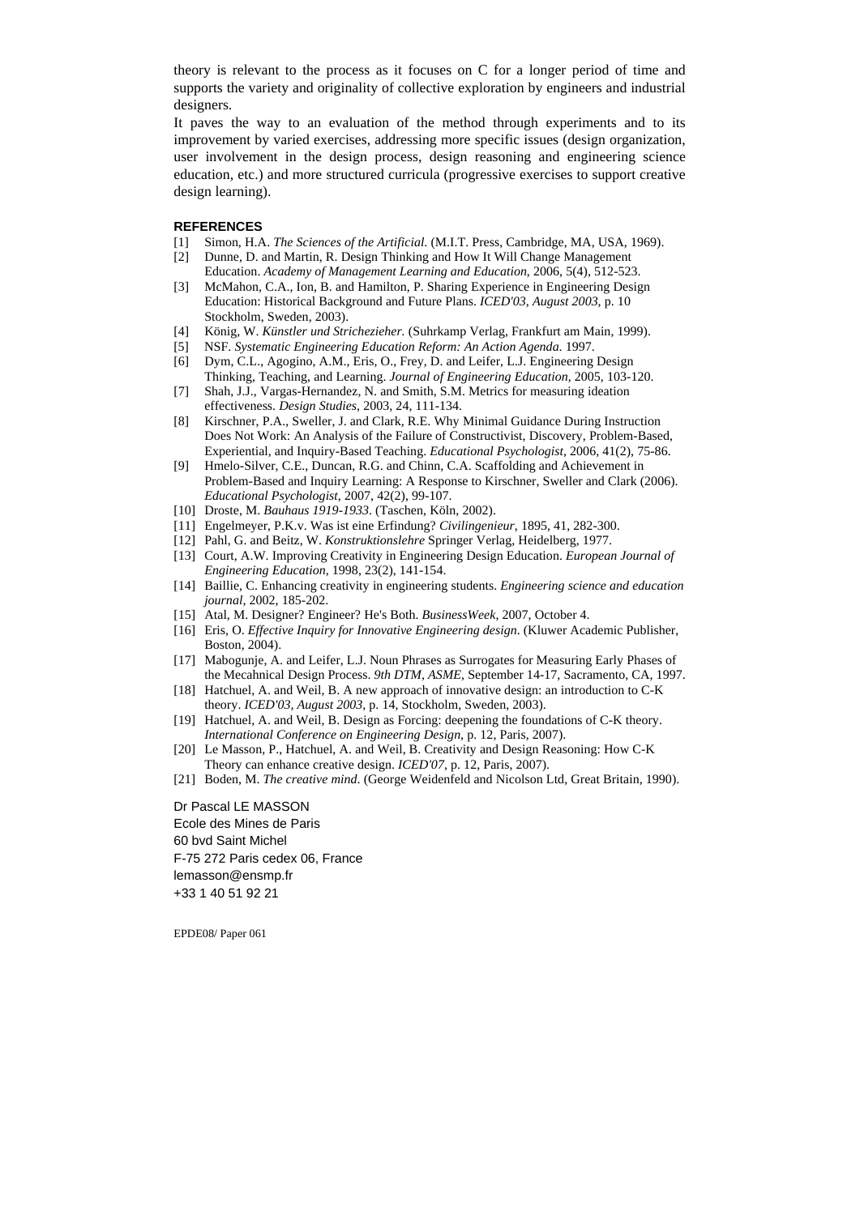theory is relevant to the process as it focuses on C for a longer period of time and supports the variety and originality of collective exploration by engineers and industrial designers.

It paves the way to an evaluation of the method through experiments and to its improvement by varied exercises, addressing more specific issues (design organization, user involvement in the design process, design reasoning and engineering science education, etc.) and more structured curricula (progressive exercises to support creative design learning).

## REFERENCES

[1] Simon, H.A. *The Sciences of the Artificial*. (M.I.T. Press, Cambridge, MA, USA, 1969).

[2] Dunne, D. and Martin, R. Design Thinking and How It Will Change Management Education. *Academy of Management Learning and Education*, 2006, 5(4), 512-523.

[3] McMahon, C.A., Ion, B. and Hamilton, P. Sharing Experience in Engineering Design Education: Historical Background and Future Plans. *ICED'03, August 2003*, p. 10 Stockholm, Sweden, 2003).

[4] König, W. *Künstler und Strichezieher.* (Suhrkamp Verlag, Frankfurt am Main, 1999).

[5] NSF. *Systematic Engineering Education Reform: An Action Agenda.* 1997.

[6] Dym, C.L., Agogino, A.M., Eris, O., Frey, D. and Leifer, L.J. Engineering Design Thinking, Teaching, and Learning. *Journal of Engineering Education*, 2005, 103-120.

[7] Shah, J.J., Vargas-Hernandez, N. and Smith, S.M. Metrics for measuring ideation effectiveness. *Design Studies*, 2003, 24, 111-134.

[8] Kirschner, P.A., Sweller, J. and Clark, R.E. Why Minimal Guidance During Instruction Does Not Work: An Analysis of the Failure of Constructivist, Discovery, Problem-Based, Experiential, and Inquiry-Based Teaching. *Educational Psychologist*, 2006, 41(2), 75-86.

[9] Hmelo-Silver, C.E., Duncan, R.G. and Chinn, C.A. Scaffolding and Achievement in Problem-Based and Inquiry Learning: A Response to Kirschner, Sweller and Clark (2006). *Educational Psychologist*, 2007, 42(2), 99-107.

[10] Droste, M. *Bauhaus 1919-1933*. (Taschen, Köln, 2002).

[11] Engelmeyer, P.K.v. Was ist eine Erfindung? *Civilingenieur*, 1895, 41, 282-300.

[12] Pahl, G. and Beitz, W. *Konstruktionslehre* Springer Verlag, Heidelberg, 1977.

[13] Court, A.W. Improving Creativity in Engineering Design Education. *European Journal of Engineering Education*, 1998, 23(2), 141-154.

[14] Baillie, C. Enhancing creativity in engineering students. *Engineering science and education journal*, 2002, 185-202.

[15] Atal, M. Designer? Engineer? He's Both. *BusinessWeek*, 2007, October 4.

[16] Eris, O. *Effective Inquiry for Innovative Engineering design*. (Kluwer Academic Publisher, Boston, 2004).

[17] Mabogunje, A. and Leifer, L.J. Noun Phrases as Surrogates for Measuring Early Phases of the Mecahnical Design Process. *9th DTM, ASME*, September 14-17, Sacramento, CA, 1997.

[18] Hatchuel, A. and Weil, B. A new approach of innovative design: an introduction to C-K theory. *ICED'03, August 2003*, p. 14, Stockholm, Sweden, 2003).

[19] Hatchuel, A. and Weil, B. Design as Forcing: deepening the foundations of C-K theory. *International Conference on Engineering Design*, p. 12, Paris, 2007).

[20] Le Masson, P., Hatchuel, A. and Weil, B. Creativity and Design Reasoning: How C-K Theory can enhance creative design. *ICED'07*, p. 12, Paris, 2007).

[21] Boden, M. *The creative mind*. (George Weidenfeld and Nicolson Ltd, Great Britain, 1990).

Dr Pascal LE MASSON
Ecole des Mines de Paris
60 bvd Saint Michel
F-75 272 Paris cedex 06, France
lemasson@ensmp.fr
+33 1 40 51 92 21